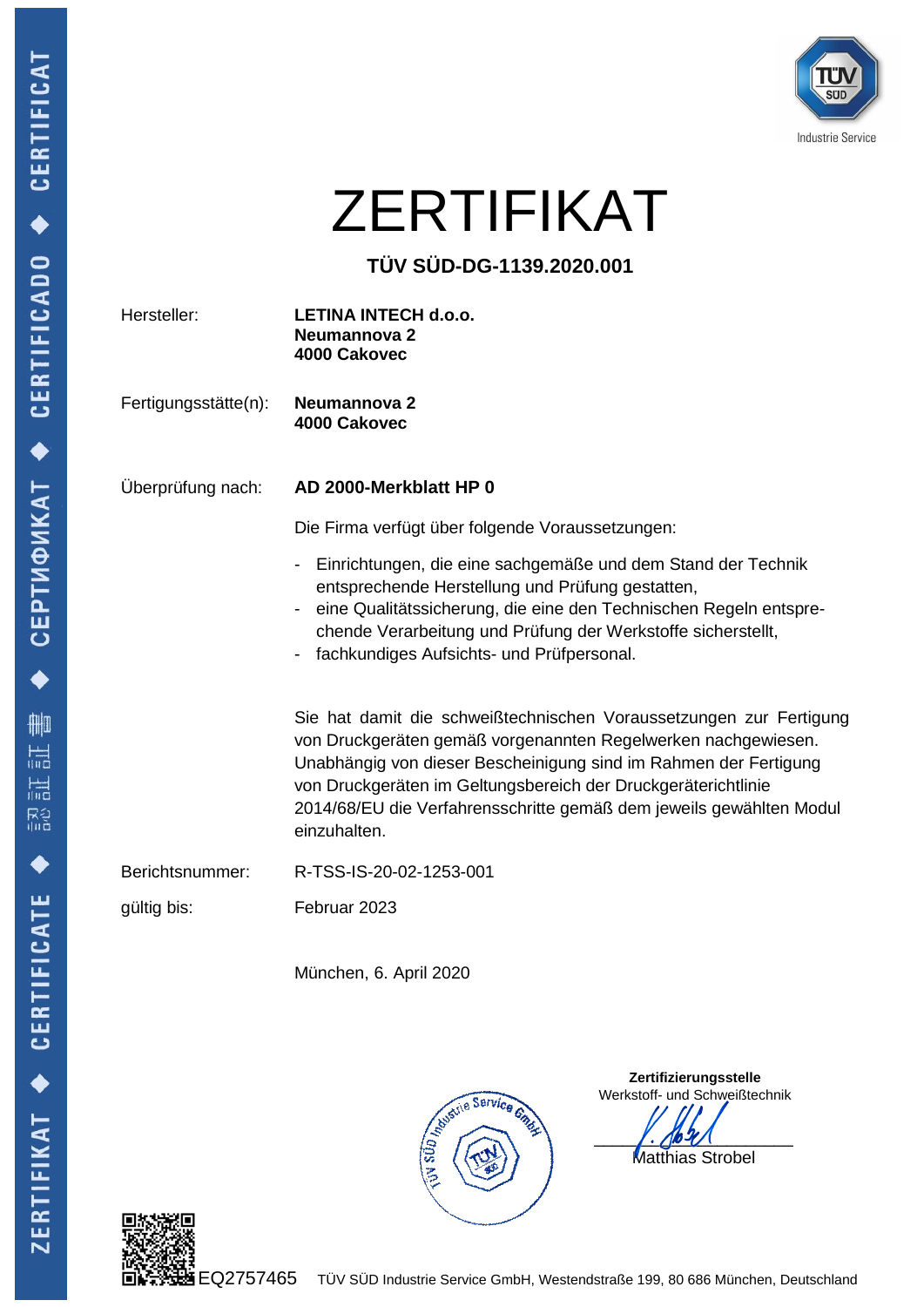# ZERTIFIKAT

**TÜV SÜD-DG-1139.2020.001**

| | |
|---|---|
| Hersteller: | **LETINA INTECH d.o.o.**<br>**Neumannova 2**<br>**4000 Cakovec** |
| Fertigungsstätte(n): | **Neumannova 2**<br>**4000 Cakovec** |
| Überprüfung nach: | **AD 2000-Merkblatt HP 0** |

Die Firma verfügt über folgende Voraussetzungen:

- Einrichtungen, die eine sachgemäße und dem Stand der Technik entsprechende Herstellung und Prüfung gestatten,
- eine Qualitätssicherung, die eine den Technischen Regeln entsprechende Verarbeitung und Prüfung der Werkstoffe sicherstellt,
- fachkundiges Aufsichts- und Prüfpersonal.

Sie hat damit die schweißtechnischen Voraussetzungen zur Fertigung von Druckgeräten gemäß vorgenannten Regelwerken nachgewiesen. Unabhängig von dieser Bescheinigung sind im Rahmen der Fertigung von Druckgeräten im Geltungsbereich der Druckgeräterichtlinie 2014/68/EU die Verfahrensschritte gemäß dem jeweils gewählten Modul einzuhalten.

| | |
|---|---|
| Berichtsnummer: | R-TSS-IS-20-02-1253-001 |
| gültig bis: | Februar 2023 |

München, 6. April 2020

**Zertifizierungsstelle**
Werkstoff- und Schweißtechnik

Matthias Strobel

EQ2757465

TÜV SÜD Industrie Service GmbH, Westendstraße 199, 80 686 München, Deutschland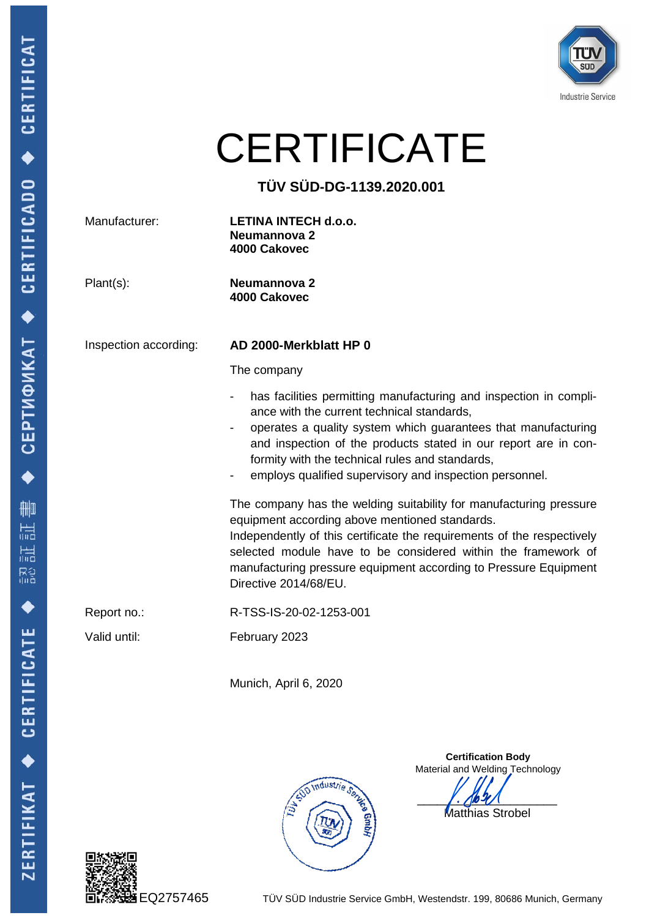# CERTIFICATE

**TÜV SÜD-DG-1139.2020.001**

Manufacturer: **LETINA INTECH d.o.o.**
**Neumannova 2**
**4000 Cakovec**

Plant(s): **Neumannova 2**
**4000 Cakovec**

Inspection according: **AD 2000-Merkblatt HP 0**

The company

- has facilities permitting manufacturing and inspection in compliance with the current technical standards,
- operates a quality system which guarantees that manufacturing and inspection of the products stated in our report are in conformity with the technical rules and standards,
- employs qualified supervisory and inspection personnel.

The company has the welding suitability for manufacturing pressure equipment according above mentioned standards.
Independently of this certificate the requirements of the respectively selected module have to be considered within the framework of manufacturing pressure equipment according to Pressure Equipment Directive 2014/68/EU.

Report no.: R-TSS-IS-20-02-1253-001

Valid until: February 2023

Munich, April 6, 2020

**Certification Body**
Material and Welding Technology

Matthias Strobel

EQ2757465

TÜV SÜD Industrie Service GmbH, Westendstr. 199, 80686 Munich, Germany